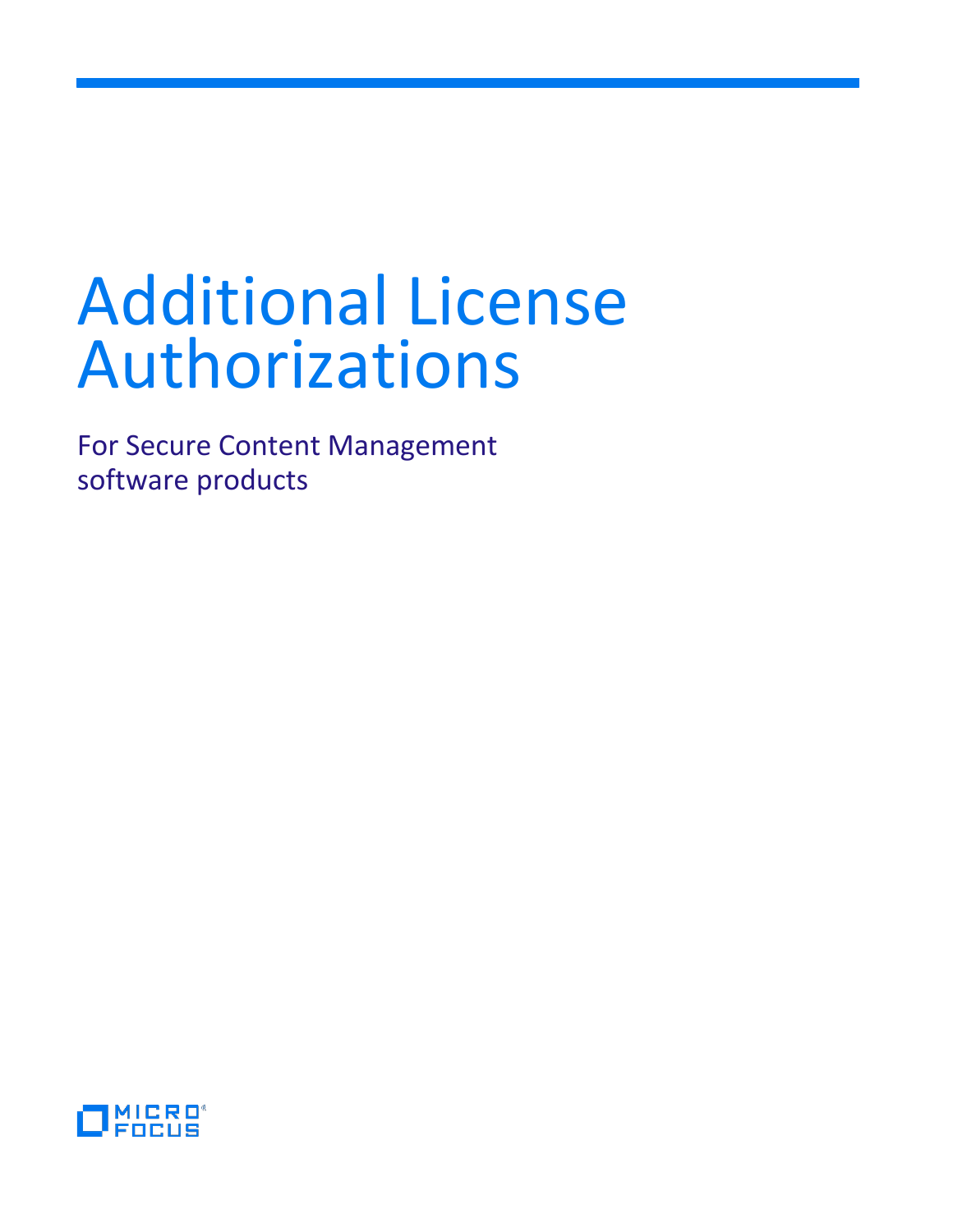# Additional License Authorizations

For Secure Content Management software products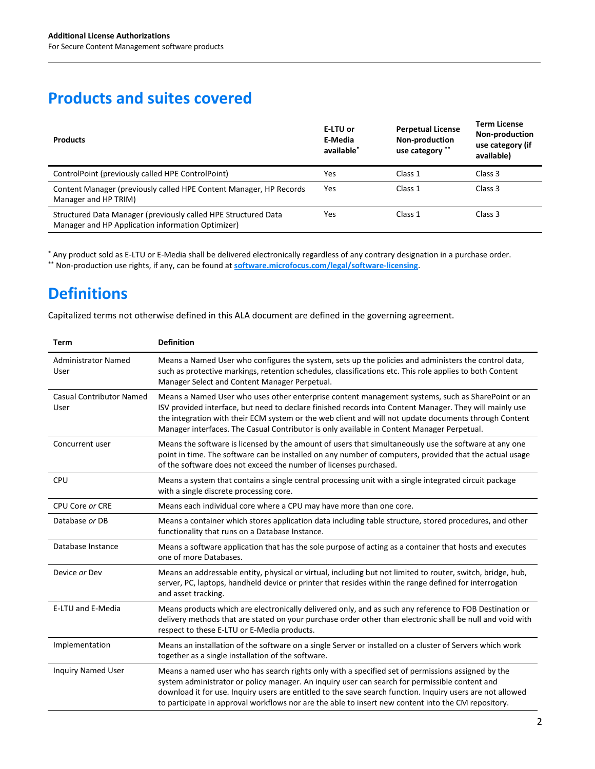## Products and suites covered

| Products | E-LTU or E-Media available* | Perpetual License Non-production use category ** | Term License Non-production use category (if available) |
| --- | --- | --- | --- |
| ControlPoint (previously called HPE ControlPoint) | Yes | Class 1 | Class 3 |
| Content Manager (previously called HPE Content Manager, HP Records Manager and HP TRIM) | Yes | Class 1 | Class 3 |
| Structured Data Manager (previously called HPE Structured Data Manager and HP Application information Optimizer) | Yes | Class 1 | Class 3 |

* Any product sold as E-LTU or E-Media shall be delivered electronically regardless of any contrary designation in a purchase order.
** Non-production use rights, if any, can be found at **software.microfocus.com/legal/software-licensing**.

## Definitions

Capitalized terms not otherwise defined in this ALA document are defined in the governing agreement.

| Term | Definition |
| --- | --- |
| Administrator Named User | Means a Named User who configures the system, sets up the policies and administers the control data, such as protective markings, retention schedules, classifications etc. This role applies to both Content Manager Select and Content Manager Perpetual. |
| Casual Contributor Named User | Means a Named User who uses other enterprise content management systems, such as SharePoint or an ISV provided interface, but need to declare finished records into Content Manager. They will mainly use the integration with their ECM system or the web client and will not update documents through Content Manager interfaces. The Casual Contributor is only available in Content Manager Perpetual. |
| Concurrent user | Means the software is licensed by the amount of users that simultaneously use the software at any one point in time. The software can be installed on any number of computers, provided that the actual usage of the software does not exceed the number of licenses purchased. |
| CPU | Means a system that contains a single central processing unit with a single integrated circuit package with a single discrete processing core. |
| CPU Core *or* CRE | Means each individual core where a CPU may have more than one core. |
| Database *or* DB | Means a container which stores application data including table structure, stored procedures, and other functionality that runs on a Database Instance. |
| Database Instance | Means a software application that has the sole purpose of acting as a container that hosts and executes one of more Databases. |
| Device *or* Dev | Means an addressable entity, physical or virtual, including but not limited to router, switch, bridge, hub, server, PC, laptops, handheld device or printer that resides within the range defined for interrogation and asset tracking. |
| E-LTU and E-Media | Means products which are electronically delivered only, and as such any reference to FOB Destination or delivery methods that are stated on your purchase order other than electronic shall be null and void with respect to these E-LTU or E-Media products. |
| Implementation | Means an installation of the software on a single Server or installed on a cluster of Servers which work together as a single installation of the software. |
| Inquiry Named User | Means a named user who has search rights only with a specified set of permissions assigned by the system administrator or policy manager. An inquiry user can search for permissible content and download it for use. Inquiry users are entitled to the save search function. Inquiry users are not allowed to participate in approval workflows nor are the able to insert new content into the CM repository. |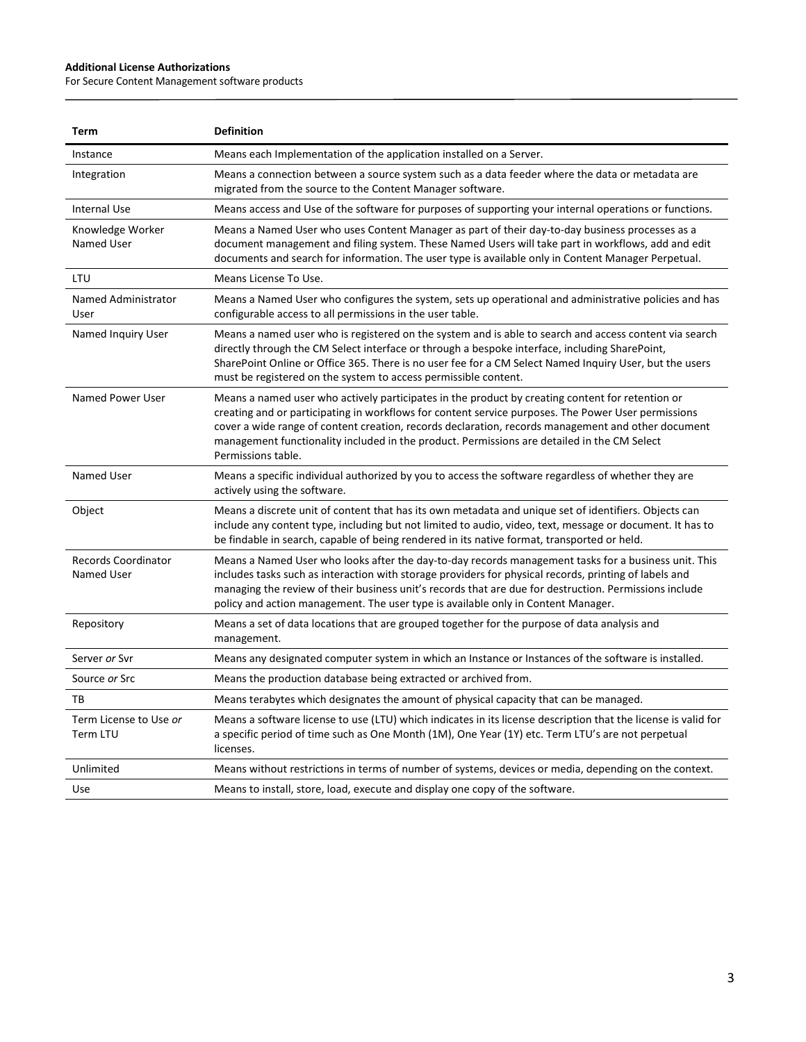| Term | Definition |
| --- | --- |
| Instance | Means each Implementation of the application installed on a Server. |
| Integration | Means a connection between a source system such as a data feeder where the data or metadata are migrated from the source to the Content Manager software. |
| Internal Use | Means access and Use of the software for purposes of supporting your internal operations or functions. |
| Knowledge Worker Named User | Means a Named User who uses Content Manager as part of their day-to-day business processes as a document management and filing system. These Named Users will take part in workflows, add and edit documents and search for information. The user type is available only in Content Manager Perpetual. |
| LTU | Means License To Use. |
| Named Administrator User | Means a Named User who configures the system, sets up operational and administrative policies and has configurable access to all permissions in the user table. |
| Named Inquiry User | Means a named user who is registered on the system and is able to search and access content via search directly through the CM Select interface or through a bespoke interface, including SharePoint, SharePoint Online or Office 365. There is no user fee for a CM Select Named Inquiry User, but the users must be registered on the system to access permissible content. |
| Named Power User | Means a named user who actively participates in the product by creating content for retention or creating and or participating in workflows for content service purposes. The Power User permissions cover a wide range of content creation, records declaration, records management and other document management functionality included in the product. Permissions are detailed in the CM Select Permissions table. |
| Named User | Means a specific individual authorized by you to access the software regardless of whether they are actively using the software. |
| Object | Means a discrete unit of content that has its own metadata and unique set of identifiers. Objects can include any content type, including but not limited to audio, video, text, message or document. It has to be findable in search, capable of being rendered in its native format, transported or held. |
| Records Coordinator Named User | Means a Named User who looks after the day-to-day records management tasks for a business unit. This includes tasks such as interaction with storage providers for physical records, printing of labels and managing the review of their business unit's records that are due for destruction. Permissions include policy and action management. The user type is available only in Content Manager. |
| Repository | Means a set of data locations that are grouped together for the purpose of data analysis and management. |
| Server *or* Svr | Means any designated computer system in which an Instance or Instances of the software is installed. |
| Source *or* Src | Means the production database being extracted or archived from. |
| TB | Means terabytes which designates the amount of physical capacity that can be managed. |
| Term License to Use *or* Term LTU | Means a software license to use (LTU) which indicates in its license description that the license is valid for a specific period of time such as One Month (1M), One Year (1Y) etc. Term LTU's are not perpetual licenses. |
| Unlimited | Means without restrictions in terms of number of systems, devices or media, depending on the context. |
| Use | Means to install, store, load, execute and display one copy of the software. |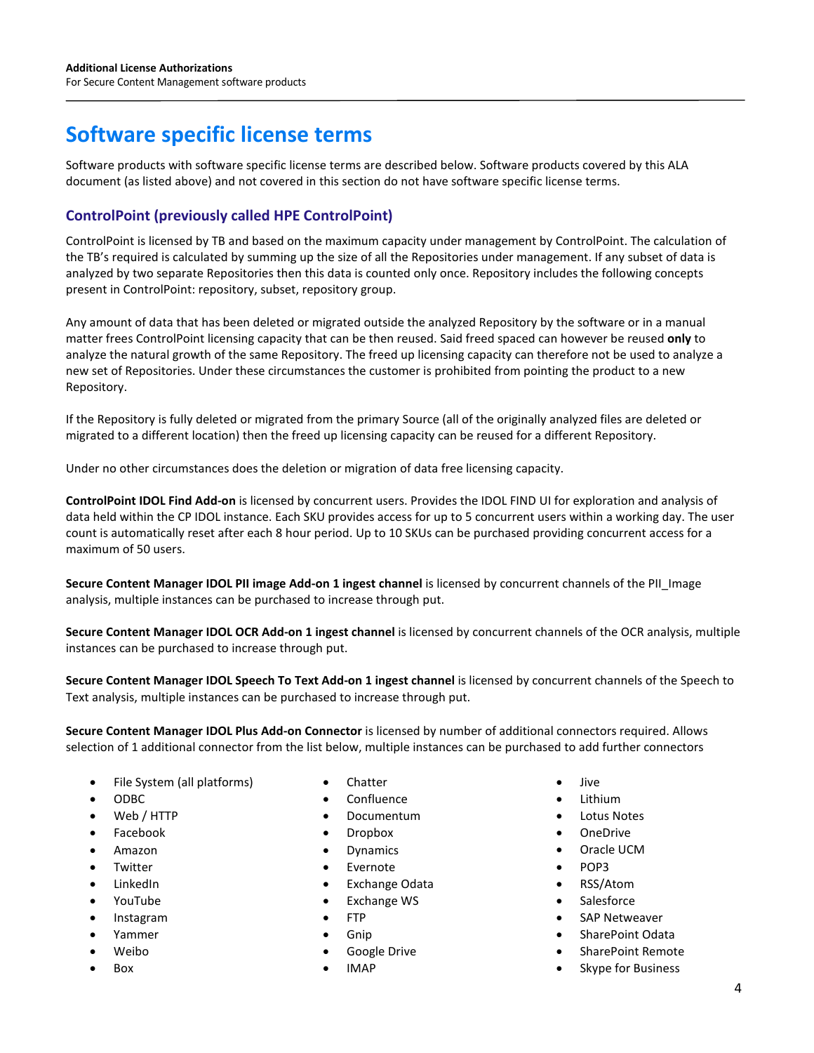# Software specific license terms

Software products with software specific license terms are described below. Software products covered by this ALA document (as listed above) and not covered in this section do not have software specific license terms.

## ControlPoint (previously called HPE ControlPoint)

ControlPoint is licensed by TB and based on the maximum capacity under management by ControlPoint. The calculation of the TB's required is calculated by summing up the size of all the Repositories under management. If any subset of data is analyzed by two separate Repositories then this data is counted only once. Repository includes the following concepts present in ControlPoint: repository, subset, repository group.

Any amount of data that has been deleted or migrated outside the analyzed Repository by the software or in a manual matter frees ControlPoint licensing capacity that can be then reused. Said freed spaced can however be reused **only** to analyze the natural growth of the same Repository. The freed up licensing capacity can therefore not be used to analyze a new set of Repositories. Under these circumstances the customer is prohibited from pointing the product to a new Repository.

If the Repository is fully deleted or migrated from the primary Source (all of the originally analyzed files are deleted or migrated to a different location) then the freed up licensing capacity can be reused for a different Repository.

Under no other circumstances does the deletion or migration of data free licensing capacity.

**ControlPoint IDOL Find Add-on** is licensed by concurrent users. Provides the IDOL FIND UI for exploration and analysis of data held within the CP IDOL instance. Each SKU provides access for up to 5 concurrent users within a working day. The user count is automatically reset after each 8 hour period. Up to 10 SKUs can be purchased providing concurrent access for a maximum of 50 users.

**Secure Content Manager IDOL PII image Add-on 1 ingest channel** is licensed by concurrent channels of the PII_Image analysis, multiple instances can be purchased to increase through put.

**Secure Content Manager IDOL OCR Add-on 1 ingest channel** is licensed by concurrent channels of the OCR analysis, multiple instances can be purchased to increase through put.

**Secure Content Manager IDOL Speech To Text Add-on 1 ingest channel** is licensed by concurrent channels of the Speech to Text analysis, multiple instances can be purchased to increase through put.

**Secure Content Manager IDOL Plus Add-on Connector** is licensed by number of additional connectors required. Allows selection of 1 additional connector from the list below, multiple instances can be purchased to add further connectors

- File System (all platforms)
- ODBC
- Web / HTTP
- Facebook
- Amazon
- Twitter
- LinkedIn
- YouTube
- Instagram
- Yammer
- Weibo
- Box
- Chatter
- Confluence
- Documentum
- Dropbox
- Dynamics
- Evernote
- Exchange Odata
- Exchange WS
- FTP
- Gnip
- Google Drive
- IMAP
- Jive
- Lithium
- Lotus Notes
- OneDrive
- Oracle UCM
- POP3
- RSS/Atom
- Salesforce
- SAP Netweaver
- SharePoint Odata
- SharePoint Remote
- Skype for Business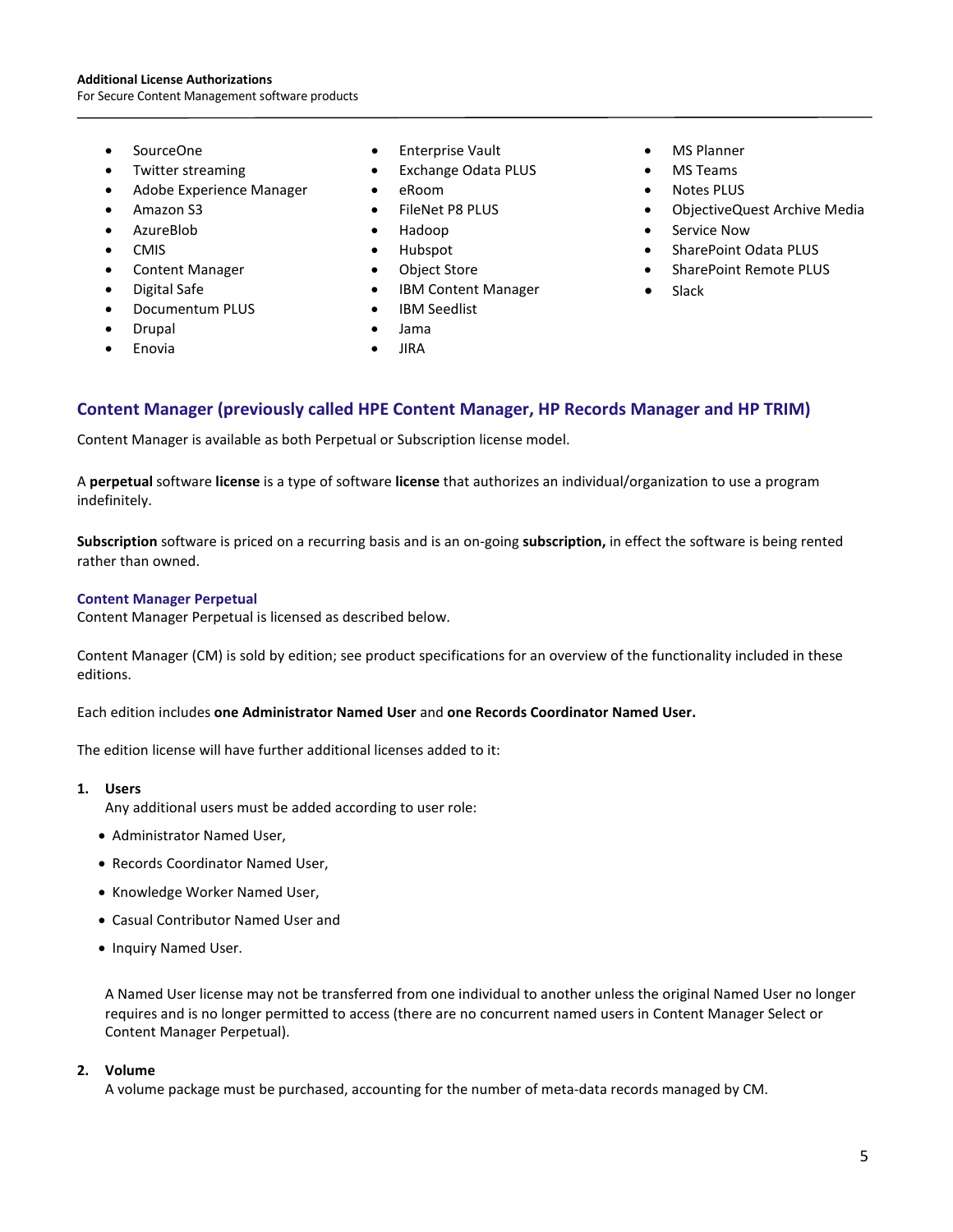- SourceOne
- Twitter streaming
- Adobe Experience Manager
- Amazon S3
- AzureBlob
- CMIS
- Content Manager
- Digital Safe
- Documentum PLUS
- Drupal
- Enovia
- Enterprise Vault
- Exchange Odata PLUS
- eRoom
- FileNet P8 PLUS
- Hadoop
- Hubspot
- Object Store
- IBM Content Manager
- IBM Seedlist
- Jama
- JIRA
- MS Planner
- MS Teams
- Notes PLUS
- ObjectiveQuest Archive Media
- Service Now
- SharePoint Odata PLUS
- SharePoint Remote PLUS
- Slack

## Content Manager (previously called HPE Content Manager, HP Records Manager and HP TRIM)

Content Manager is available as both Perpetual or Subscription license model.

A **perpetual** software **license** is a type of software **license** that authorizes an individual/organization to use a program indefinitely.

**Subscription** software is priced on a recurring basis and is an on-going **subscription,** in effect the software is being rented rather than owned.

### Content Manager Perpetual

Content Manager Perpetual is licensed as described below.

Content Manager (CM) is sold by edition; see product specifications for an overview of the functionality included in these editions.

Each edition includes **one Administrator Named User** and **one Records Coordinator Named User.**

The edition license will have further additional licenses added to it:

1. **Users**
   Any additional users must be added according to user role:
   - Administrator Named User,
   - Records Coordinator Named User,
   - Knowledge Worker Named User,
   - Casual Contributor Named User and
   - Inquiry Named User.

   A Named User license may not be transferred from one individual to another unless the original Named User no longer requires and is no longer permitted to access (there are no concurrent named users in Content Manager Select or Content Manager Perpetual).

2. **Volume**
   A volume package must be purchased, accounting for the number of meta-data records managed by CM.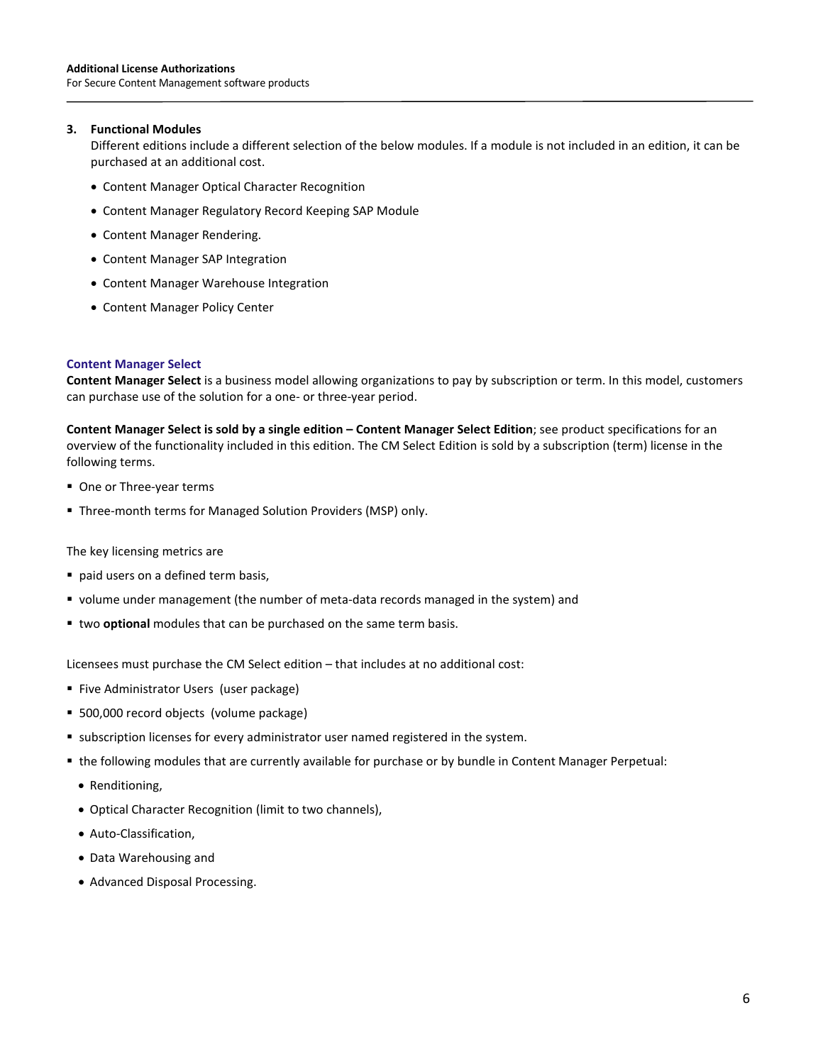3. **Functional Modules**

   Different editions include a different selection of the below modules. If a module is not included in an edition, it can be purchased at an additional cost.

   - Content Manager Optical Character Recognition
   - Content Manager Regulatory Record Keeping SAP Module
   - Content Manager Rendering.
   - Content Manager SAP Integration
   - Content Manager Warehouse Integration
   - Content Manager Policy Center

### Content Manager Select

**Content Manager Select** is a business model allowing organizations to pay by subscription or term. In this model, customers can purchase use of the solution for a one- or three-year period.

**Content Manager Select is sold by a single edition – Content Manager Select Edition**; see product specifications for an overview of the functionality included in this edition. The CM Select Edition is sold by a subscription (term) license in the following terms.

- One or Three-year terms
- Three-month terms for Managed Solution Providers (MSP) only.

The key licensing metrics are

- paid users on a defined term basis,
- volume under management (the number of meta-data records managed in the system) and
- two **optional** modules that can be purchased on the same term basis.

Licensees must purchase the CM Select edition – that includes at no additional cost:

- Five Administrator Users (user package)
- 500,000 record objects (volume package)
- subscription licenses for every administrator user named registered in the system.
- the following modules that are currently available for purchase or by bundle in Content Manager Perpetual:
  - Renditioning,
  - Optical Character Recognition (limit to two channels),
  - Auto-Classification,
  - Data Warehousing and
  - Advanced Disposal Processing.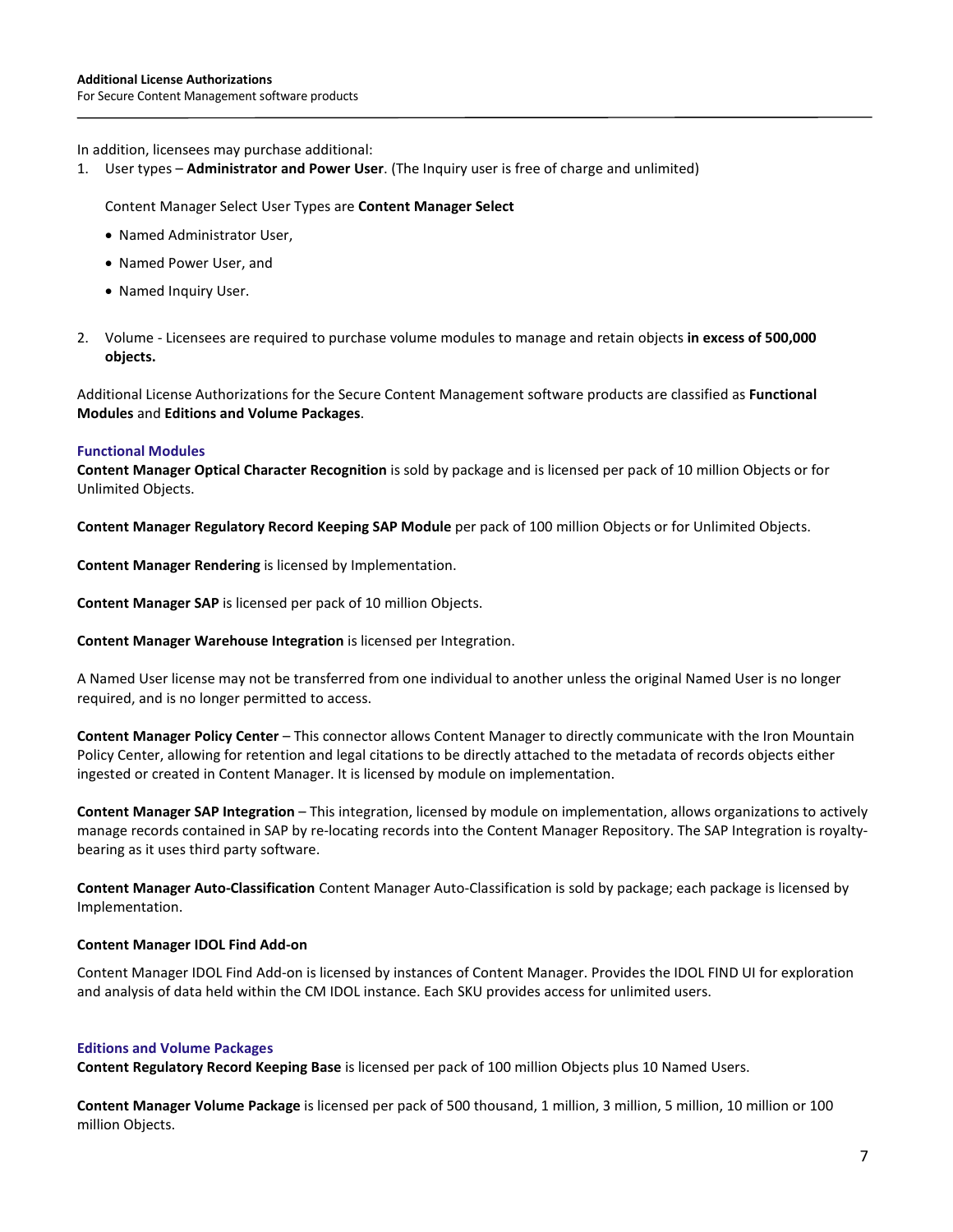In addition, licensees may purchase additional:

1. User types – **Administrator and Power User**. (The Inquiry user is free of charge and unlimited)

   Content Manager Select User Types are **Content Manager Select**

   - Named Administrator User,
   - Named Power User, and
   - Named Inquiry User.

2. Volume - Licensees are required to purchase volume modules to manage and retain objects **in excess of 500,000 objects.**

Additional License Authorizations for the Secure Content Management software products are classified as **Functional Modules** and **Editions and Volume Packages**.

### Functional Modules

**Content Manager Optical Character Recognition** is sold by package and is licensed per pack of 10 million Objects or for Unlimited Objects.

**Content Manager Regulatory Record Keeping SAP Module** per pack of 100 million Objects or for Unlimited Objects.

**Content Manager Rendering** is licensed by Implementation.

**Content Manager SAP** is licensed per pack of 10 million Objects.

**Content Manager Warehouse Integration** is licensed per Integration.

A Named User license may not be transferred from one individual to another unless the original Named User is no longer required, and is no longer permitted to access.

**Content Manager Policy Center** – This connector allows Content Manager to directly communicate with the Iron Mountain Policy Center, allowing for retention and legal citations to be directly attached to the metadata of records objects either ingested or created in Content Manager. It is licensed by module on implementation.

**Content Manager SAP Integration** – This integration, licensed by module on implementation, allows organizations to actively manage records contained in SAP by re-locating records into the Content Manager Repository. The SAP Integration is royalty-bearing as it uses third party software.

**Content Manager Auto-Classification** Content Manager Auto-Classification is sold by package; each package is licensed by Implementation.

**Content Manager IDOL Find Add-on**

Content Manager IDOL Find Add-on is licensed by instances of Content Manager. Provides the IDOL FIND UI for exploration and analysis of data held within the CM IDOL instance. Each SKU provides access for unlimited users.

### Editions and Volume Packages

**Content Regulatory Record Keeping Base** is licensed per pack of 100 million Objects plus 10 Named Users.

**Content Manager Volume Package** is licensed per pack of 500 thousand, 1 million, 3 million, 5 million, 10 million or 100 million Objects.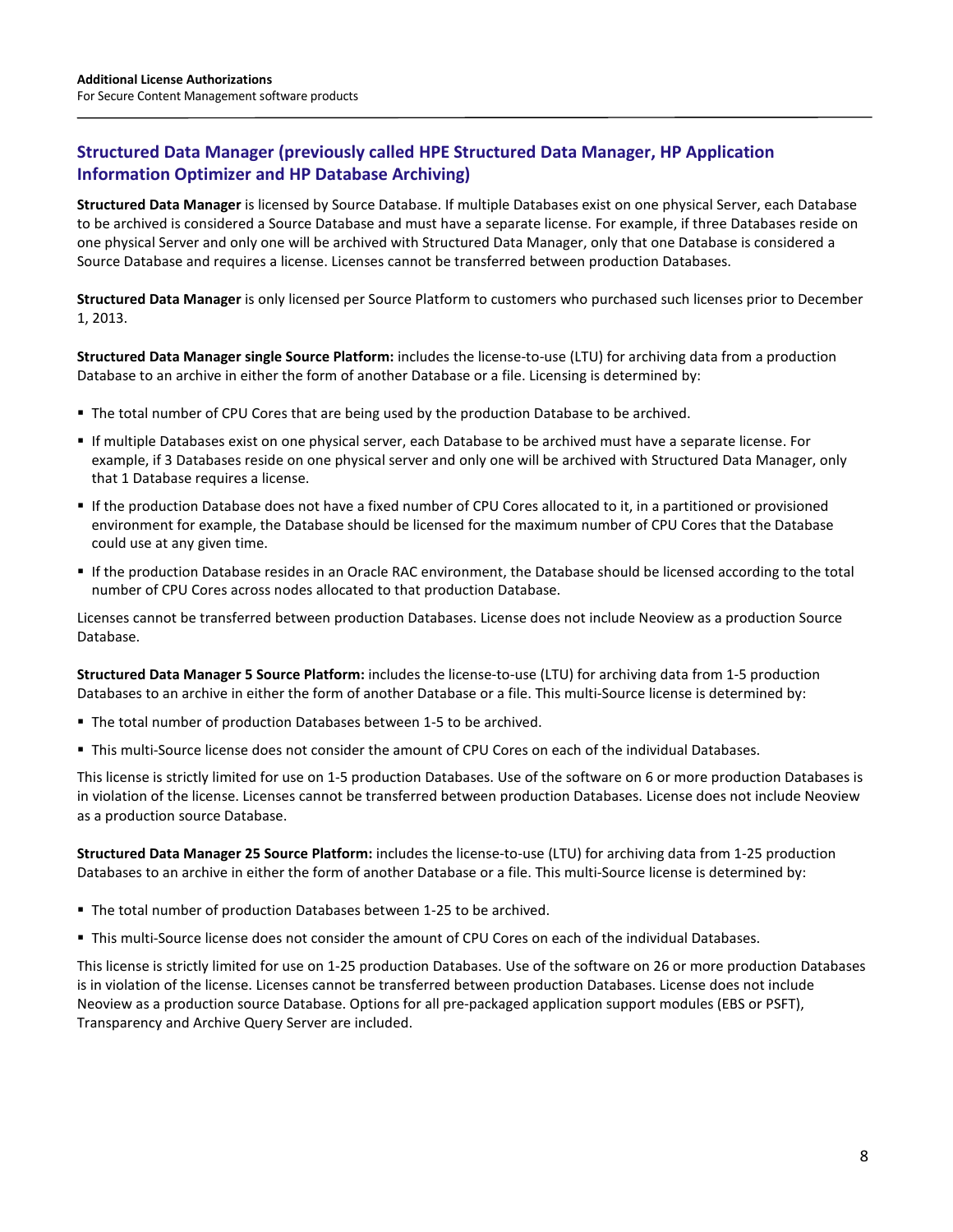## Structured Data Manager (previously called HPE Structured Data Manager, HP Application Information Optimizer and HP Database Archiving)

**Structured Data Manager** is licensed by Source Database. If multiple Databases exist on one physical Server, each Database to be archived is considered a Source Database and must have a separate license. For example, if three Databases reside on one physical Server and only one will be archived with Structured Data Manager, only that one Database is considered a Source Database and requires a license. Licenses cannot be transferred between production Databases.

**Structured Data Manager** is only licensed per Source Platform to customers who purchased such licenses prior to December 1, 2013.

**Structured Data Manager single Source Platform:** includes the license-to-use (LTU) for archiving data from a production Database to an archive in either the form of another Database or a file. Licensing is determined by:

- The total number of CPU Cores that are being used by the production Database to be archived.
- If multiple Databases exist on one physical server, each Database to be archived must have a separate license. For example, if 3 Databases reside on one physical server and only one will be archived with Structured Data Manager, only that 1 Database requires a license.
- If the production Database does not have a fixed number of CPU Cores allocated to it, in a partitioned or provisioned environment for example, the Database should be licensed for the maximum number of CPU Cores that the Database could use at any given time.
- If the production Database resides in an Oracle RAC environment, the Database should be licensed according to the total number of CPU Cores across nodes allocated to that production Database.

Licenses cannot be transferred between production Databases. License does not include Neoview as a production Source Database.

**Structured Data Manager 5 Source Platform:** includes the license-to-use (LTU) for archiving data from 1-5 production Databases to an archive in either the form of another Database or a file. This multi-Source license is determined by:

- The total number of production Databases between 1-5 to be archived.
- This multi-Source license does not consider the amount of CPU Cores on each of the individual Databases.

This license is strictly limited for use on 1-5 production Databases. Use of the software on 6 or more production Databases is in violation of the license. Licenses cannot be transferred between production Databases. License does not include Neoview as a production source Database.

**Structured Data Manager 25 Source Platform:** includes the license-to-use (LTU) for archiving data from 1-25 production Databases to an archive in either the form of another Database or a file. This multi-Source license is determined by:

- The total number of production Databases between 1-25 to be archived.
- This multi-Source license does not consider the amount of CPU Cores on each of the individual Databases.

This license is strictly limited for use on 1-25 production Databases. Use of the software on 26 or more production Databases is in violation of the license. Licenses cannot be transferred between production Databases. License does not include Neoview as a production source Database. Options for all pre-packaged application support modules (EBS or PSFT), Transparency and Archive Query Server are included.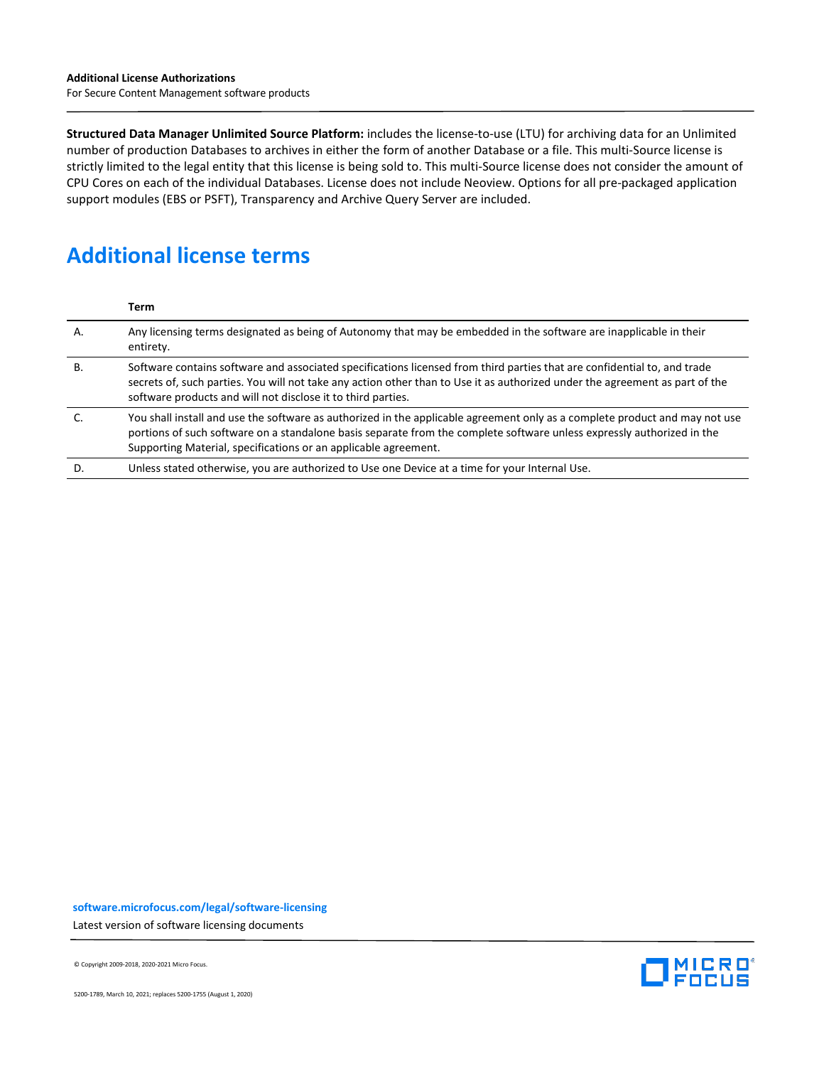**Structured Data Manager Unlimited Source Platform:** includes the license-to-use (LTU) for archiving data for an Unlimited number of production Databases to archives in either the form of another Database or a file. This multi-Source license is strictly limited to the legal entity that this license is being sold to. This multi-Source license does not consider the amount of CPU Cores on each of the individual Databases. License does not include Neoview. Options for all pre-packaged application support modules (EBS or PSFT), Transparency and Archive Query Server are included.

## Additional license terms

| | Term |
|---|---|
| A. | Any licensing terms designated as being of Autonomy that may be embedded in the software are inapplicable in their entirety. |
| B. | Software contains software and associated specifications licensed from third parties that are confidential to, and trade secrets of, such parties. You will not take any action other than to Use it as authorized under the agreement as part of the software products and will not disclose it to third parties. |
| C. | You shall install and use the software as authorized in the applicable agreement only as a complete product and may not use portions of such software on a standalone basis separate from the complete software unless expressly authorized in the Supporting Material, specifications or an applicable agreement. |
| D. | Unless stated otherwise, you are authorized to Use one Device at a time for your Internal Use. |

**software.microfocus.com/legal/software-licensing**

Latest version of software licensing documents

© Copyright 2009-2018, 2020-2021 Micro Focus.

5200-1789, March 10, 2021; replaces 5200-1755 (August 1, 2020)